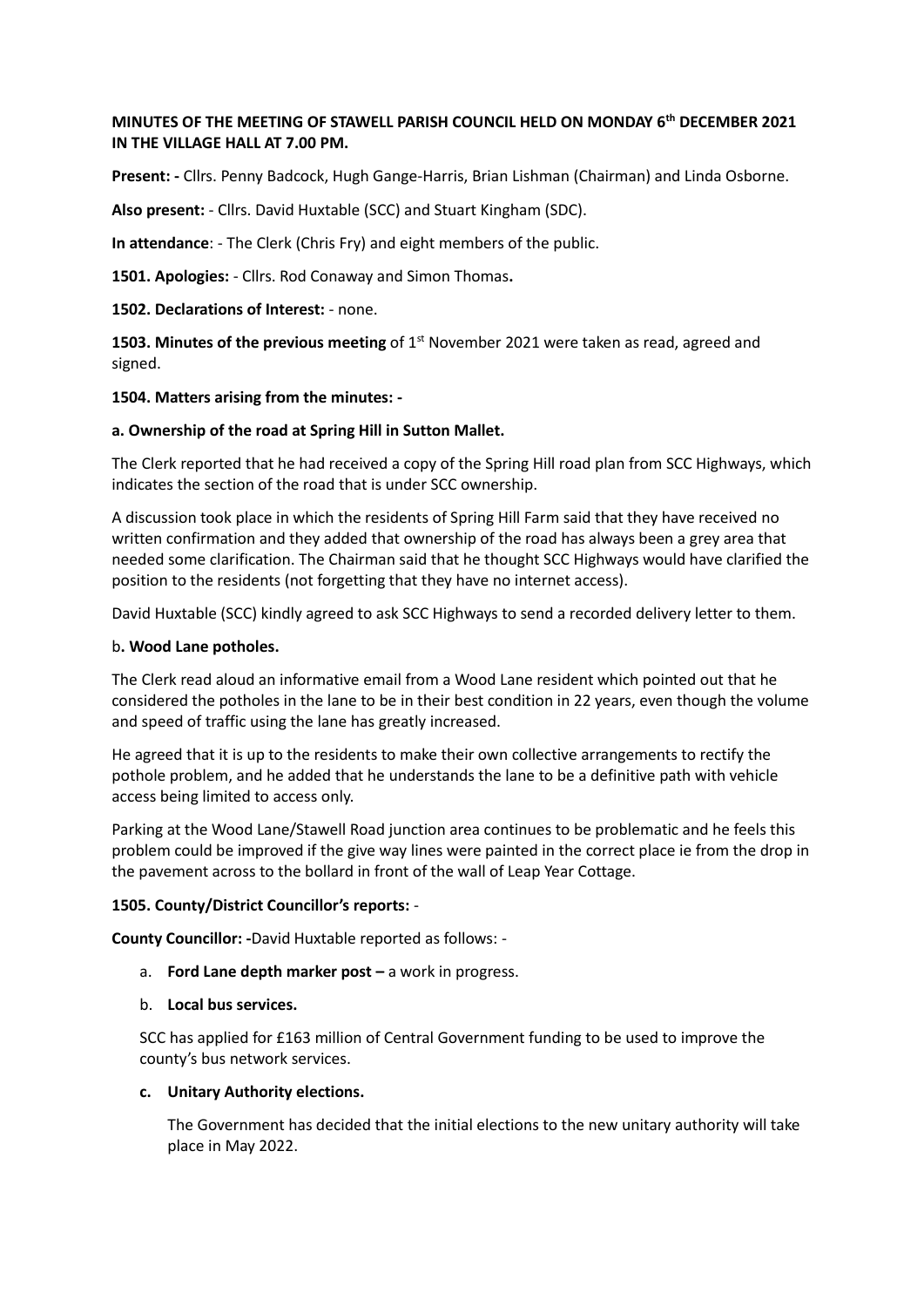**MINUTES OF THE MEETING OF STAWELL PARISH COUNCIL HELD ON MONDAY 6th DECEMBER 2021 IN THE VILLAGE HALL AT 7.00 PM.**

**Present: -** Cllrs. Penny Badcock, Hugh Gange-Harris, Brian Lishman (Chairman) and Linda Osborne.

**Also present:** - Cllrs. David Huxtable (SCC) and Stuart Kingham (SDC).

**In attendance**: - The Clerk (Chris Fry) and eight members of the public.

**1501. Apologies:** - Cllrs. Rod Conaway and Simon Thomas**.**

**1502. Declarations of Interest:** - none.

**1503. Minutes of the previous meeting** of 1st November 2021 were taken as read, agreed and signed.

**1504. Matters arising from the minutes: -**

**a. Ownership of the road at Spring Hill in Sutton Mallet.**

The Clerk reported that he had received a copy of the Spring Hill road plan from SCC Highways, which indicates the section of the road that is under SCC ownership.

A discussion took place in which the residents of Spring Hill Farm said that they have received no written confirmation and they added that ownership of the road has always been a grey area that needed some clarification. The Chairman said that he thought SCC Highways would have clarified the position to the residents (not forgetting that they have no internet access).

David Huxtable (SCC) kindly agreed to ask SCC Highways to send a recorded delivery letter to them.

b**. Wood Lane potholes.**

The Clerk read aloud an informative email from a Wood Lane resident which pointed out that he considered the potholes in the lane to be in their best condition in 22 years, even though the volume and speed of traffic using the lane has greatly increased.

He agreed that it is up to the residents to make their own collective arrangements to rectify the pothole problem, and he added that he understands the lane to be a definitive path with vehicle access being limited to access only.

Parking at the Wood Lane/Stawell Road junction area continues to be problematic and he feels this problem could be improved if the give way lines were painted in the correct place ie from the drop in the pavement across to the bollard in front of the wall of Leap Year Cottage.

**1505. County/District Councillor's reports:** -

**County Councillor: -**David Huxtable reported as follows: -

a. **Ford Lane depth marker post –** a work in progress.

b. **Local bus services.**

   SCC has applied for £163 million of Central Government funding to be used to improve the county's bus network services.

c. **Unitary Authority elections.**

   The Government has decided that the initial elections to the new unitary authority will take place in May 2022.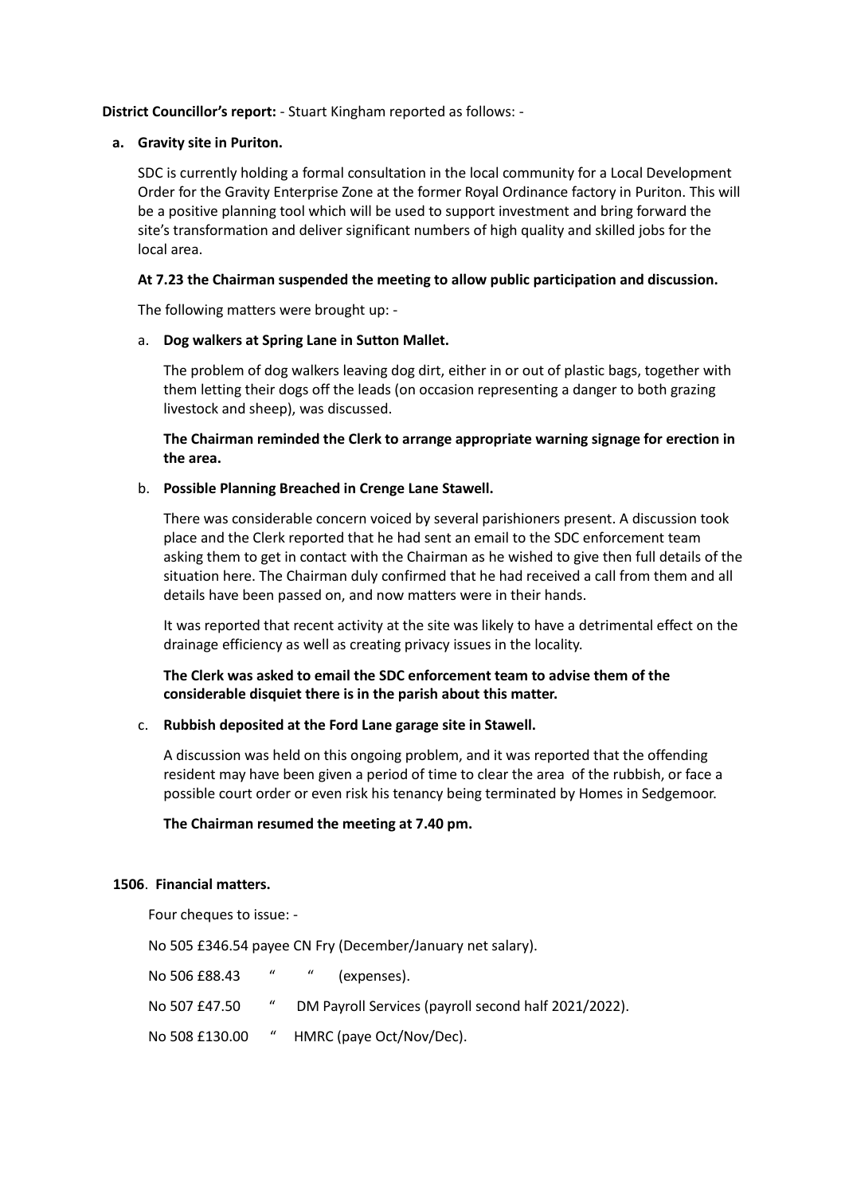**District Councillor's report:** - Stuart Kingham reported as follows: -

**a. Gravity site in Puriton.**

SDC is currently holding a formal consultation in the local community for a Local Development Order for the Gravity Enterprise Zone at the former Royal Ordinance factory in Puriton. This will be a positive planning tool which will be used to support investment and bring forward the site's transformation and deliver significant numbers of high quality and skilled jobs for the local area.

**At 7.23 the Chairman suspended the meeting to allow public participation and discussion.**

The following matters were brought up: -

a. **Dog walkers at Spring Lane in Sutton Mallet.**

The problem of dog walkers leaving dog dirt, either in or out of plastic bags, together with them letting their dogs off the leads (on occasion representing a danger to both grazing livestock and sheep), was discussed.

**The Chairman reminded the Clerk to arrange appropriate warning signage for erection in the area.**

b. **Possible Planning Breached in Crenge Lane Stawell.**

There was considerable concern voiced by several parishioners present. A discussion took place and the Clerk reported that he had sent an email to the SDC enforcement team asking them to get in contact with the Chairman as he wished to give then full details of the situation here. The Chairman duly confirmed that he had received a call from them and all details have been passed on, and now matters were in their hands.

It was reported that recent activity at the site was likely to have a detrimental effect on the drainage efficiency as well as creating privacy issues in the locality.

**The Clerk was asked to email the SDC enforcement team to advise them of the considerable disquiet there is in the parish about this matter.**

c. **Rubbish deposited at the Ford Lane garage site in Stawell.**

A discussion was held on this ongoing problem, and it was reported that the offending resident may have been given a period of time to clear the area of the rubbish, or face a possible court order or even risk his tenancy being terminated by Homes in Sedgemoor.

**The Chairman resumed the meeting at 7.40 pm.**

**1506. Financial matters.**

Four cheques to issue: -

No 505 £346.54 payee CN Fry (December/January net salary).

No 506 £88.43 " " (expenses).

No 507 £47.50 " DM Payroll Services (payroll second half 2021/2022).

No 508 £130.00 " HMRC (paye Oct/Nov/Dec).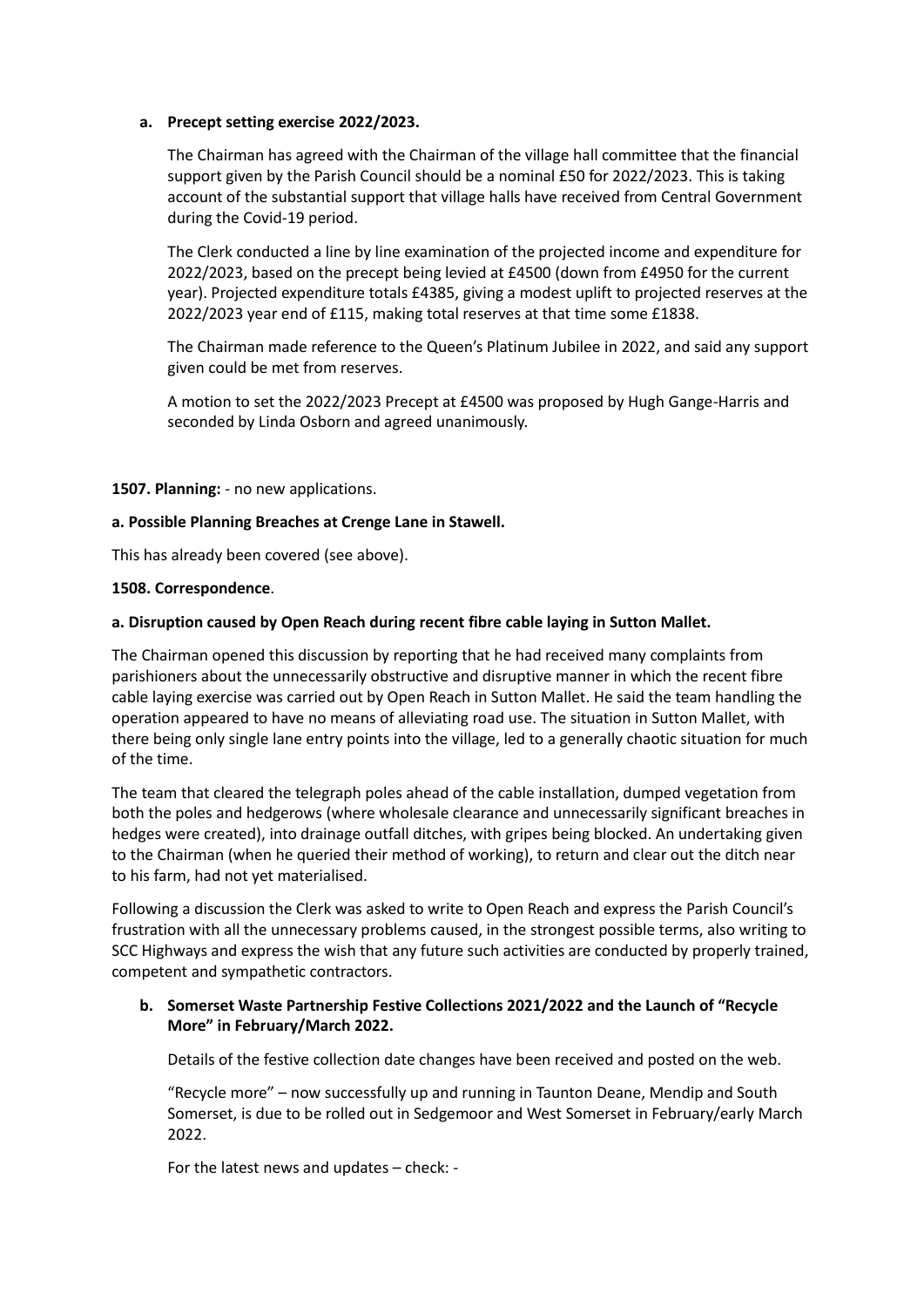**a. Precept setting exercise 2022/2023.**

The Chairman has agreed with the Chairman of the village hall committee that the financial support given by the Parish Council should be a nominal £50 for 2022/2023. This is taking account of the substantial support that village halls have received from Central Government during the Covid-19 period.

The Clerk conducted a line by line examination of the projected income and expenditure for 2022/2023, based on the precept being levied at £4500 (down from £4950 for the current year). Projected expenditure totals £4385, giving a modest uplift to projected reserves at the 2022/2023 year end of £115, making total reserves at that time some £1838.

The Chairman made reference to the Queen's Platinum Jubilee in 2022, and said any support given could be met from reserves.

A motion to set the 2022/2023 Precept at £4500 was proposed by Hugh Gange-Harris and seconded by Linda Osborn and agreed unanimously.

**1507. Planning:** - no new applications.

**a. Possible Planning Breaches at Crenge Lane in Stawell.**

This has already been covered (see above).

**1508. Correspondence**.

**a. Disruption caused by Open Reach during recent fibre cable laying in Sutton Mallet.**

The Chairman opened this discussion by reporting that he had received many complaints from parishioners about the unnecessarily obstructive and disruptive manner in which the recent fibre cable laying exercise was carried out by Open Reach in Sutton Mallet. He said the team handling the operation appeared to have no means of alleviating road use. The situation in Sutton Mallet, with there being only single lane entry points into the village, led to a generally chaotic situation for much of the time.

The team that cleared the telegraph poles ahead of the cable installation, dumped vegetation from both the poles and hedgerows (where wholesale clearance and unnecessarily significant breaches in hedges were created), into drainage outfall ditches, with gripes being blocked. An undertaking given to the Chairman (when he queried their method of working), to return and clear out the ditch near to his farm, had not yet materialised.

Following a discussion the Clerk was asked to write to Open Reach and express the Parish Council's frustration with all the unnecessary problems caused, in the strongest possible terms, also writing to SCC Highways and express the wish that any future such activities are conducted by properly trained, competent and sympathetic contractors.

**b. Somerset Waste Partnership Festive Collections 2021/2022 and the Launch of "Recycle More" in February/March 2022.**

Details of the festive collection date changes have been received and posted on the web.

"Recycle more" – now successfully up and running in Taunton Deane, Mendip and South Somerset, is due to be rolled out in Sedgemoor and West Somerset in February/early March 2022.

For the latest news and updates – check: -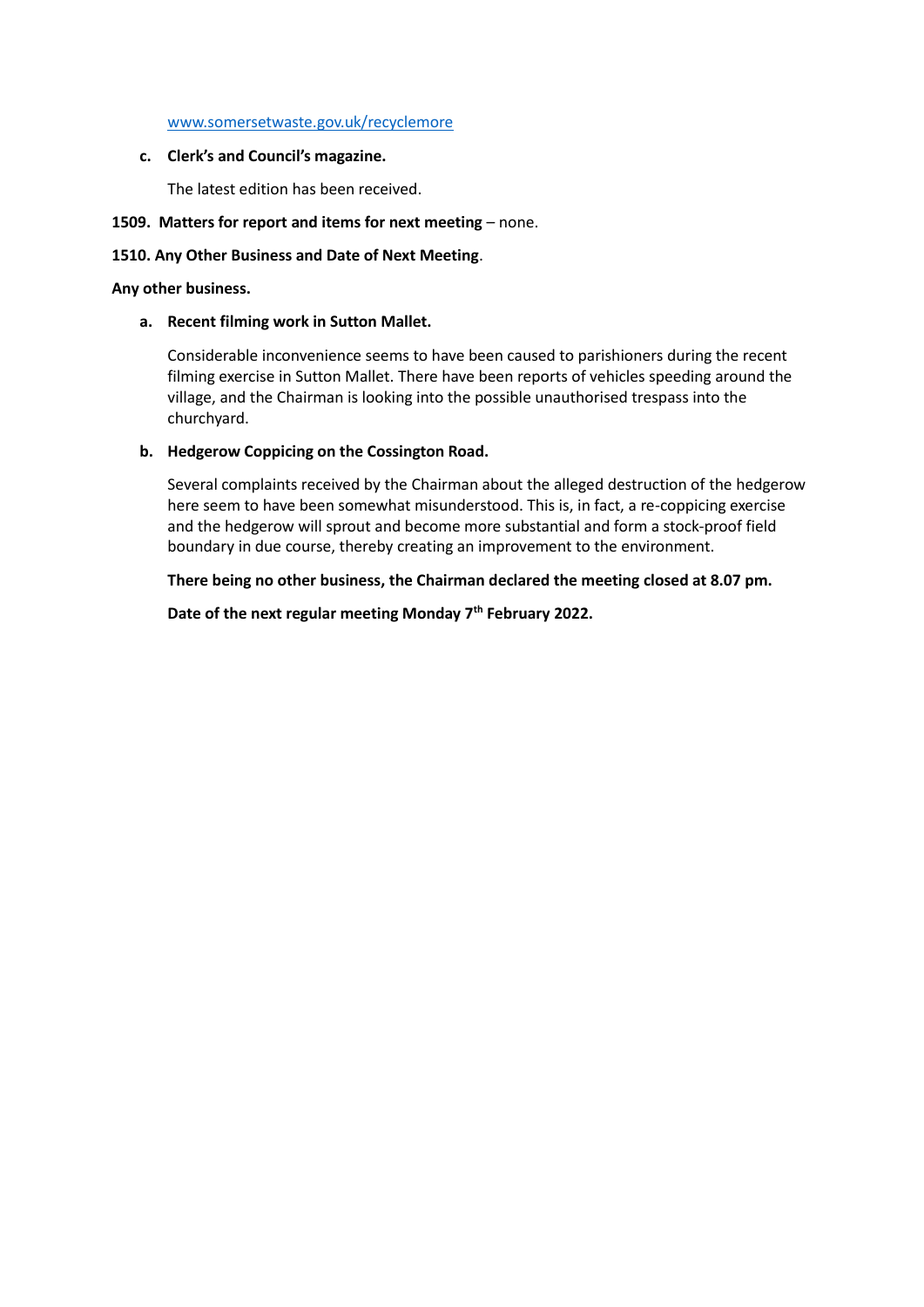[www.somersetwaste.gov.uk/recyclemore](www.somersetwaste.gov.uk/recyclemore)

**c. Clerk's and Council's magazine.**

The latest edition has been received.

**1509. Matters for report and items for next meeting** – none.

**1510. Any Other Business and Date of Next Meeting**.

**Any other business.**

**a. Recent filming work in Sutton Mallet.**

Considerable inconvenience seems to have been caused to parishioners during the recent filming exercise in Sutton Mallet. There have been reports of vehicles speeding around the village, and the Chairman is looking into the possible unauthorised trespass into the churchyard.

**b. Hedgerow Coppicing on the Cossington Road.**

Several complaints received by the Chairman about the alleged destruction of the hedgerow here seem to have been somewhat misunderstood. This is, in fact, a re-coppicing exercise and the hedgerow will sprout and become more substantial and form a stock-proof field boundary in due course, thereby creating an improvement to the environment.

**There being no other business, the Chairman declared the meeting closed at 8.07 pm.**

**Date of the next regular meeting Monday 7th February 2022.**